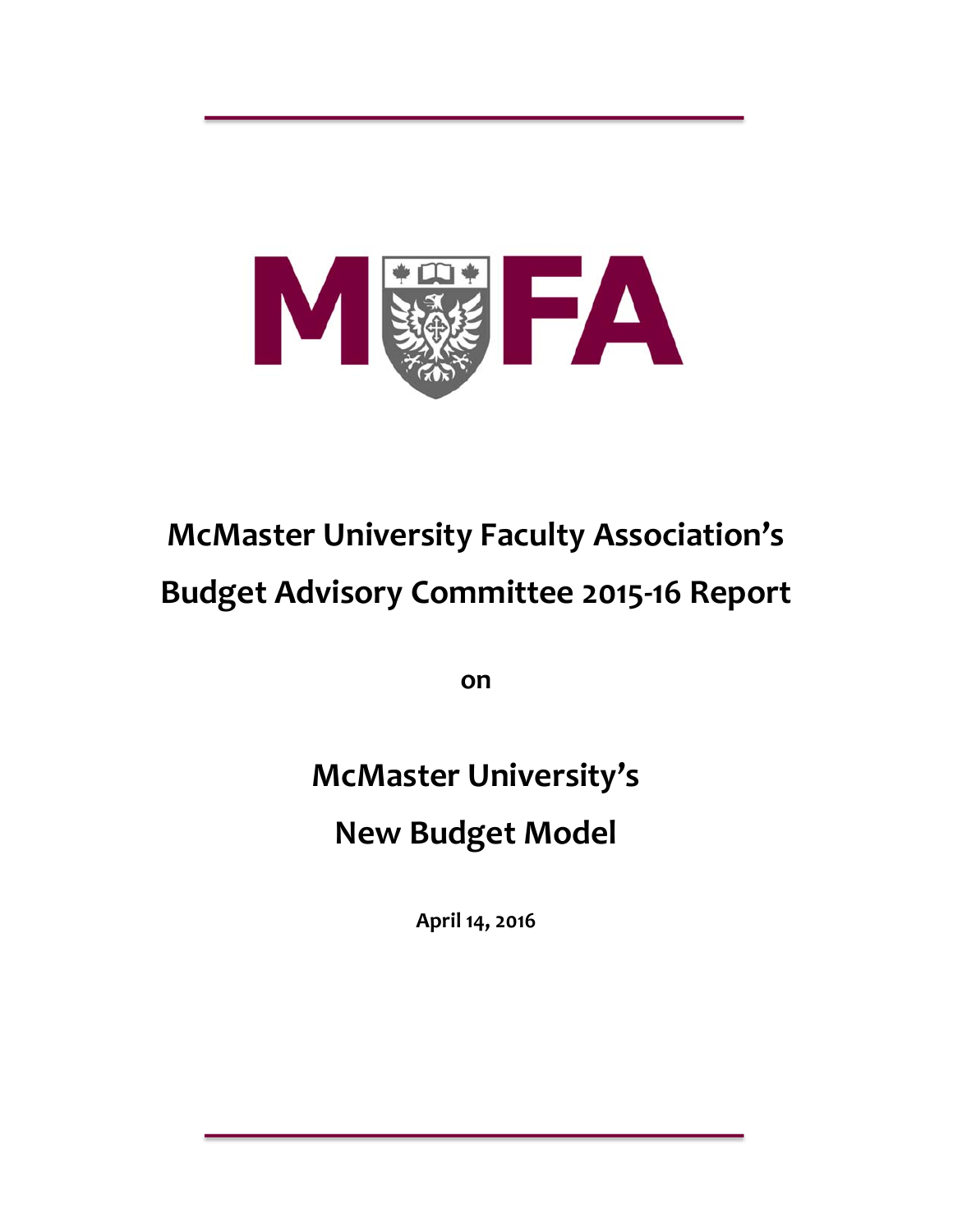MUFA

# McMaster University Faculty Association's Budget Advisory Committee 2015-16 Report

**on**

# McMaster University's New Budget Model

**April 14, 2016**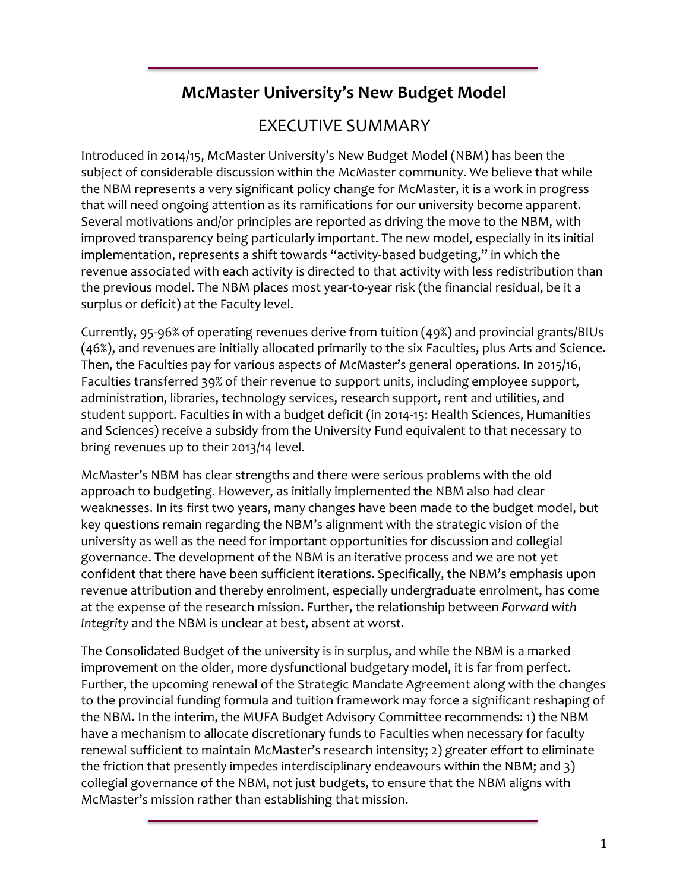# McMaster University's New Budget Model

## EXECUTIVE SUMMARY

Introduced in 2014/15, McMaster University's New Budget Model (NBM) has been the subject of considerable discussion within the McMaster community. We believe that while the NBM represents a very significant policy change for McMaster, it is a work in progress that will need ongoing attention as its ramifications for our university become apparent. Several motivations and/or principles are reported as driving the move to the NBM, with improved transparency being particularly important. The new model, especially in its initial implementation, represents a shift towards "activity-based budgeting," in which the revenue associated with each activity is directed to that activity with less redistribution than the previous model. The NBM places most year-to-year risk (the financial residual, be it a surplus or deficit) at the Faculty level.

Currently, 95-96% of operating revenues derive from tuition (49%) and provincial grants/BIUs (46%), and revenues are initially allocated primarily to the six Faculties, plus Arts and Science. Then, the Faculties pay for various aspects of McMaster's general operations. In 2015/16, Faculties transferred 39% of their revenue to support units, including employee support, administration, libraries, technology services, research support, rent and utilities, and student support. Faculties in with a budget deficit (in 2014-15: Health Sciences, Humanities and Sciences) receive a subsidy from the University Fund equivalent to that necessary to bring revenues up to their 2013/14 level.

McMaster's NBM has clear strengths and there were serious problems with the old approach to budgeting. However, as initially implemented the NBM also had clear weaknesses. In its first two years, many changes have been made to the budget model, but key questions remain regarding the NBM's alignment with the strategic vision of the university as well as the need for important opportunities for discussion and collegial governance. The development of the NBM is an iterative process and we are not yet confident that there have been sufficient iterations. Specifically, the NBM's emphasis upon revenue attribution and thereby enrolment, especially undergraduate enrolment, has come at the expense of the research mission. Further, the relationship between *Forward with Integrity* and the NBM is unclear at best, absent at worst.

The Consolidated Budget of the university is in surplus, and while the NBM is a marked improvement on the older, more dysfunctional budgetary model, it is far from perfect. Further, the upcoming renewal of the Strategic Mandate Agreement along with the changes to the provincial funding formula and tuition framework may force a significant reshaping of the NBM. In the interim, the MUFA Budget Advisory Committee recommends: 1) the NBM have a mechanism to allocate discretionary funds to Faculties when necessary for faculty renewal sufficient to maintain McMaster's research intensity; 2) greater effort to eliminate the friction that presently impedes interdisciplinary endeavours within the NBM; and 3) collegial governance of the NBM, not just budgets, to ensure that the NBM aligns with McMaster's mission rather than establishing that mission.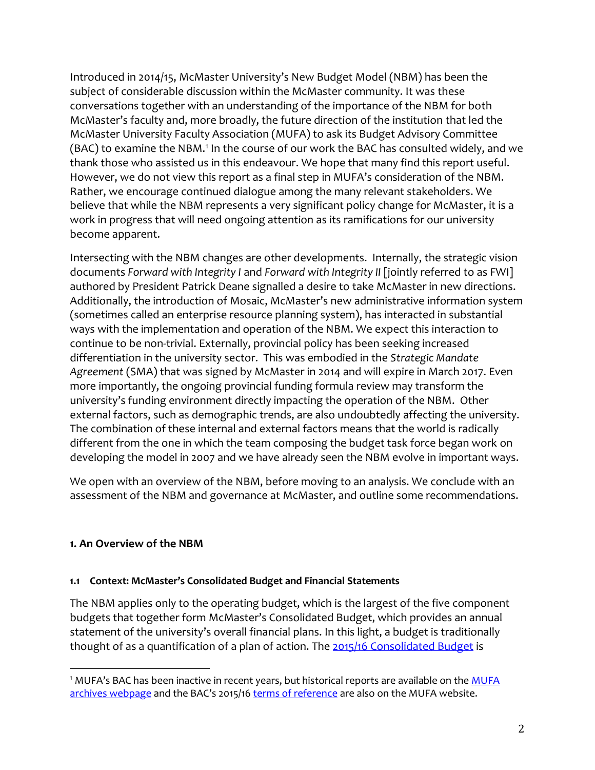Introduced in 2014/15, McMaster University's New Budget Model (NBM) has been the subject of considerable discussion within the McMaster community. It was these conversations together with an understanding of the importance of the NBM for both McMaster's faculty and, more broadly, the future direction of the institution that led the McMaster University Faculty Association (MUFA) to ask its Budget Advisory Committee (BAC) to examine the NBM.[1] In the course of our work the BAC has consulted widely, and we thank those who assisted us in this endeavour. We hope that many find this report useful. However, we do not view this report as a final step in MUFA's consideration of the NBM. Rather, we encourage continued dialogue among the many relevant stakeholders. We believe that while the NBM represents a very significant policy change for McMaster, it is a work in progress that will need ongoing attention as its ramifications for our university become apparent.

Intersecting with the NBM changes are other developments. Internally, the strategic vision documents *Forward with Integrity I* and *Forward with Integrity II* [jointly referred to as FWI] authored by President Patrick Deane signalled a desire to take McMaster in new directions. Additionally, the introduction of Mosaic, McMaster's new administrative information system (sometimes called an enterprise resource planning system), has interacted in substantial ways with the implementation and operation of the NBM. We expect this interaction to continue to be non-trivial. Externally, provincial policy has been seeking increased differentiation in the university sector. This was embodied in the *Strategic Mandate Agreement* (SMA) that was signed by McMaster in 2014 and will expire in March 2017. Even more importantly, the ongoing provincial funding formula review may transform the university's funding environment directly impacting the operation of the NBM. Other external factors, such as demographic trends, are also undoubtedly affecting the university. The combination of these internal and external factors means that the world is radically different from the one in which the team composing the budget task force began work on developing the model in 2007 and we have already seen the NBM evolve in important ways.

We open with an overview of the NBM, before moving to an analysis. We conclude with an assessment of the NBM and governance at McMaster, and outline some recommendations.

## 1. An Overview of the NBM

### 1.1 Context: McMaster's Consolidated Budget and Financial Statements

The NBM applies only to the operating budget, which is the largest of the five component budgets that together form McMaster's Consolidated Budget, which provides an annual statement of the university's overall financial plans. In this light, a budget is traditionally thought of as a quantification of a plan of action. The 2015/16 Consolidated Budget is

[1] MUFA's BAC has been inactive in recent years, but historical reports are available on the MUFA archives webpage and the BAC's 2015/16 terms of reference are also on the MUFA website.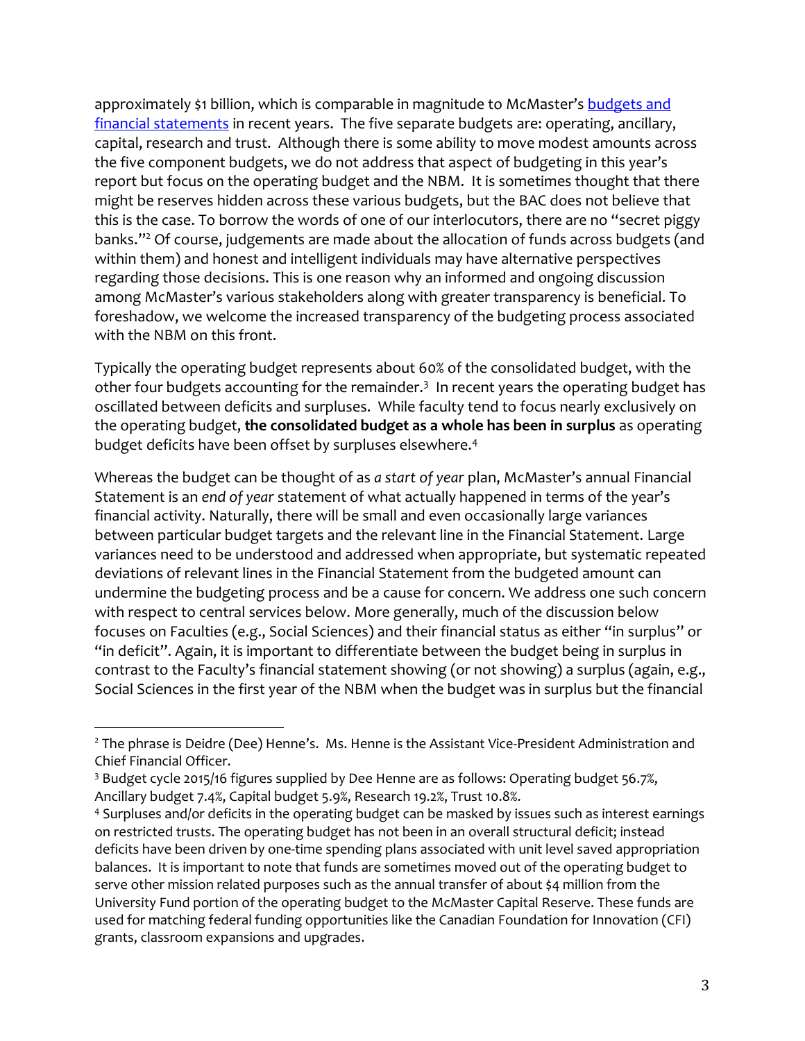approximately $1 billion, which is comparable in magnitude to McMaster's [budgets and financial statements] in recent years. The five separate budgets are: operating, ancillary, capital, research and trust. Although there is some ability to move modest amounts across the five component budgets, we do not address that aspect of budgeting in this year's report but focus on the operating budget and the NBM. It is sometimes thought that there might be reserves hidden across these various budgets, but the BAC does not believe that this is the case. To borrow the words of one of our interlocutors, there are no "secret piggy banks."[2] Of course, judgements are made about the allocation of funds across budgets (and within them) and honest and intelligent individuals may have alternative perspectives regarding those decisions. This is one reason why an informed and ongoing discussion among McMaster's various stakeholders along with greater transparency is beneficial. To foreshadow, we welcome the increased transparency of the budgeting process associated with the NBM on this front.

Typically the operating budget represents about 60% of the consolidated budget, with the other four budgets accounting for the remainder.[3] In recent years the operating budget has oscillated between deficits and surpluses. While faculty tend to focus nearly exclusively on the operating budget, **the consolidated budget as a whole has been in surplus** as operating budget deficits have been offset by surpluses elsewhere.[4]

Whereas the budget can be thought of as *a start of year* plan, McMaster's annual Financial Statement is an *end of year* statement of what actually happened in terms of the year's financial activity. Naturally, there will be small and even occasionally large variances between particular budget targets and the relevant line in the Financial Statement. Large variances need to be understood and addressed when appropriate, but systematic repeated deviations of relevant lines in the Financial Statement from the budgeted amount can undermine the budgeting process and be a cause for concern. We address one such concern with respect to central services below. More generally, much of the discussion below focuses on Faculties (e.g., Social Sciences) and their financial status as either "in surplus" or "in deficit". Again, it is important to differentiate between the budget being in surplus in contrast to the Faculty's financial statement showing (or not showing) a surplus (again, e.g., Social Sciences in the first year of the NBM when the budget was in surplus but the financial

---

[2] The phrase is Deidre (Dee) Henne's. Ms. Henne is the Assistant Vice-President Administration and Chief Financial Officer.

[3] Budget cycle 2015/16 figures supplied by Dee Henne are as follows: Operating budget 56.7%, Ancillary budget 7.4%, Capital budget 5.9%, Research 19.2%, Trust 10.8%.

[4] Surpluses and/or deficits in the operating budget can be masked by issues such as interest earnings on restricted trusts. The operating budget has not been in an overall structural deficit; instead deficits have been driven by one-time spending plans associated with unit level saved appropriation balances. It is important to note that funds are sometimes moved out of the operating budget to serve other mission related purposes such as the annual transfer of about $4 million from the University Fund portion of the operating budget to the McMaster Capital Reserve. These funds are used for matching federal funding opportunities like the Canadian Foundation for Innovation (CFI) grants, classroom expansions and upgrades.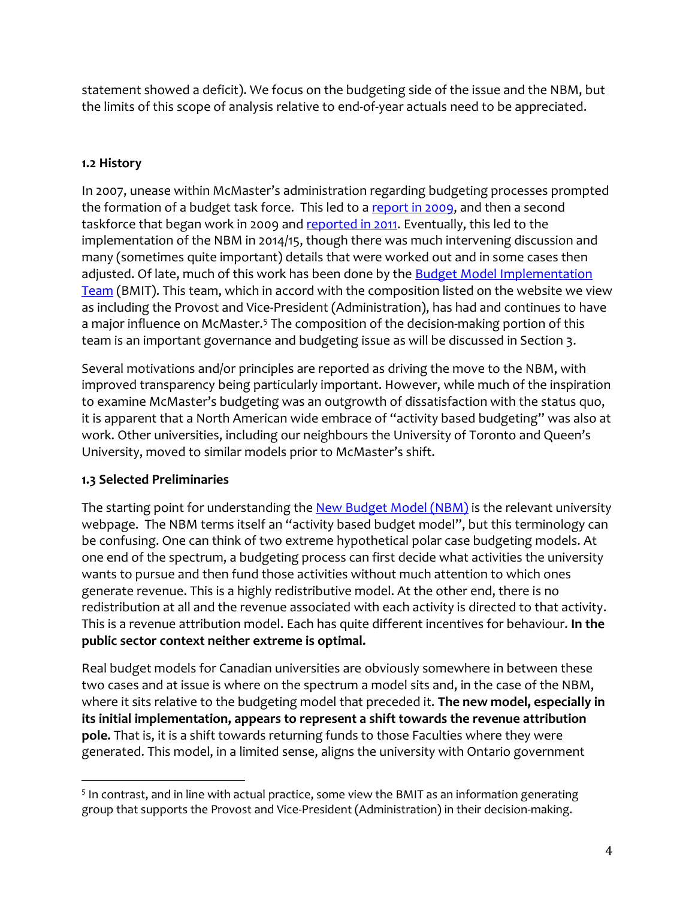statement showed a deficit). We focus on the budgeting side of the issue and the NBM, but the limits of this scope of analysis relative to end-of-year actuals need to be appreciated.

### 1.2 History

In 2007, unease within McMaster's administration regarding budgeting processes prompted the formation of a budget task force. This led to a report in 2009, and then a second taskforce that began work in 2009 and reported in 2011. Eventually, this led to the implementation of the NBM in 2014/15, though there was much intervening discussion and many (sometimes quite important) details that were worked out and in some cases then adjusted. Of late, much of this work has been done by the Budget Model Implementation Team (BMIT). This team, which in accord with the composition listed on the website we view as including the Provost and Vice-President (Administration), has had and continues to have a major influence on McMaster.[5] The composition of the decision-making portion of this team is an important governance and budgeting issue as will be discussed in Section 3.

Several motivations and/or principles are reported as driving the move to the NBM, with improved transparency being particularly important. However, while much of the inspiration to examine McMaster's budgeting was an outgrowth of dissatisfaction with the status quo, it is apparent that a North American wide embrace of "activity based budgeting" was also at work. Other universities, including our neighbours the University of Toronto and Queen's University, moved to similar models prior to McMaster's shift.

### 1.3 Selected Preliminaries

The starting point for understanding the New Budget Model (NBM) is the relevant university webpage. The NBM terms itself an "activity based budget model", but this terminology can be confusing. One can think of two extreme hypothetical polar case budgeting models. At one end of the spectrum, a budgeting process can first decide what activities the university wants to pursue and then fund those activities without much attention to which ones generate revenue. This is a highly redistributive model. At the other end, there is no redistribution at all and the revenue associated with each activity is directed to that activity. This is a revenue attribution model. Each has quite different incentives for behaviour. **In the public sector context neither extreme is optimal.**

Real budget models for Canadian universities are obviously somewhere in between these two cases and at issue is where on the spectrum a model sits and, in the case of the NBM, where it sits relative to the budgeting model that preceded it. **The new model, especially in its initial implementation, appears to represent a shift towards the revenue attribution pole.** That is, it is a shift towards returning funds to those Faculties where they were generated. This model, in a limited sense, aligns the university with Ontario government

[5] In contrast, and in line with actual practice, some view the BMIT as an information generating group that supports the Provost and Vice-President (Administration) in their decision-making.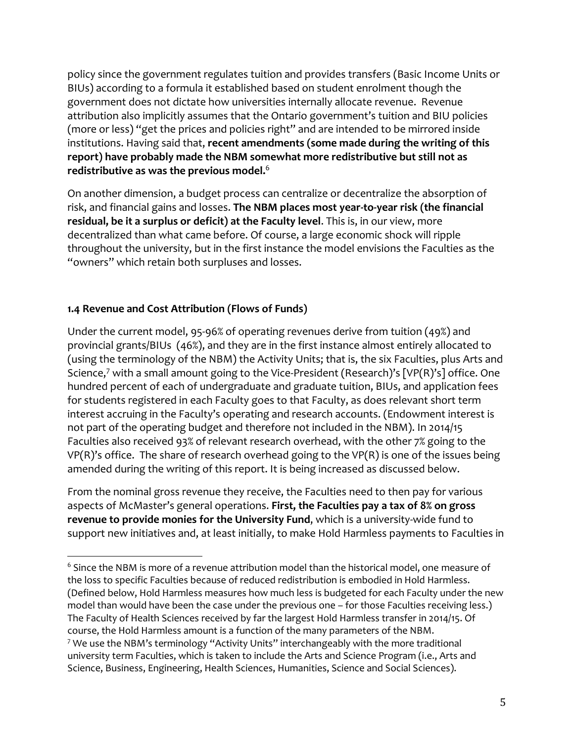policy since the government regulates tuition and provides transfers (Basic Income Units or BIUs) according to a formula it established based on student enrolment though the government does not dictate how universities internally allocate revenue. Revenue attribution also implicitly assumes that the Ontario government's tuition and BIU policies (more or less) "get the prices and policies right" and are intended to be mirrored inside institutions. Having said that, **recent amendments (some made during the writing of this report) have probably made the NBM somewhat more redistributive but still not as redistributive as was the previous model.**[6]

On another dimension, a budget process can centralize or decentralize the absorption of risk, and financial gains and losses. **The NBM places most year-to-year risk (the financial residual, be it a surplus or deficit) at the Faculty level**. This is, in our view, more decentralized than what came before. Of course, a large economic shock will ripple throughout the university, but in the first instance the model envisions the Faculties as the "owners" which retain both surpluses and losses.

### 1.4 Revenue and Cost Attribution (Flows of Funds)

Under the current model, 95-96% of operating revenues derive from tuition (49%) and provincial grants/BIUs (46%), and they are in the first instance almost entirely allocated to (using the terminology of the NBM) the Activity Units; that is, the six Faculties, plus Arts and Science,[7] with a small amount going to the Vice-President (Research)'s [VP(R)'s] office. One hundred percent of each of undergraduate and graduate tuition, BIUs, and application fees for students registered in each Faculty goes to that Faculty, as does relevant short term interest accruing in the Faculty's operating and research accounts. (Endowment interest is not part of the operating budget and therefore not included in the NBM). In 2014/15 Faculties also received 93% of relevant research overhead, with the other 7% going to the VP(R)'s office. The share of research overhead going to the VP(R) is one of the issues being amended during the writing of this report. It is being increased as discussed below.

From the nominal gross revenue they receive, the Faculties need to then pay for various aspects of McMaster's general operations. **First, the Faculties pay a tax of 8% on gross revenue to provide monies for the University Fund**, which is a university-wide fund to support new initiatives and, at least initially, to make Hold Harmless payments to Faculties in

---

[6] Since the NBM is more of a revenue attribution model than the historical model, one measure of the loss to specific Faculties because of reduced redistribution is embodied in Hold Harmless. (Defined below, Hold Harmless measures how much less is budgeted for each Faculty under the new model than would have been the case under the previous one – for those Faculties receiving less.) The Faculty of Health Sciences received by far the largest Hold Harmless transfer in 2014/15. Of course, the Hold Harmless amount is a function of the many parameters of the NBM.

[7] We use the NBM's terminology "Activity Units" interchangeably with the more traditional university term Faculties, which is taken to include the Arts and Science Program (i.e., Arts and Science, Business, Engineering, Health Sciences, Humanities, Science and Social Sciences).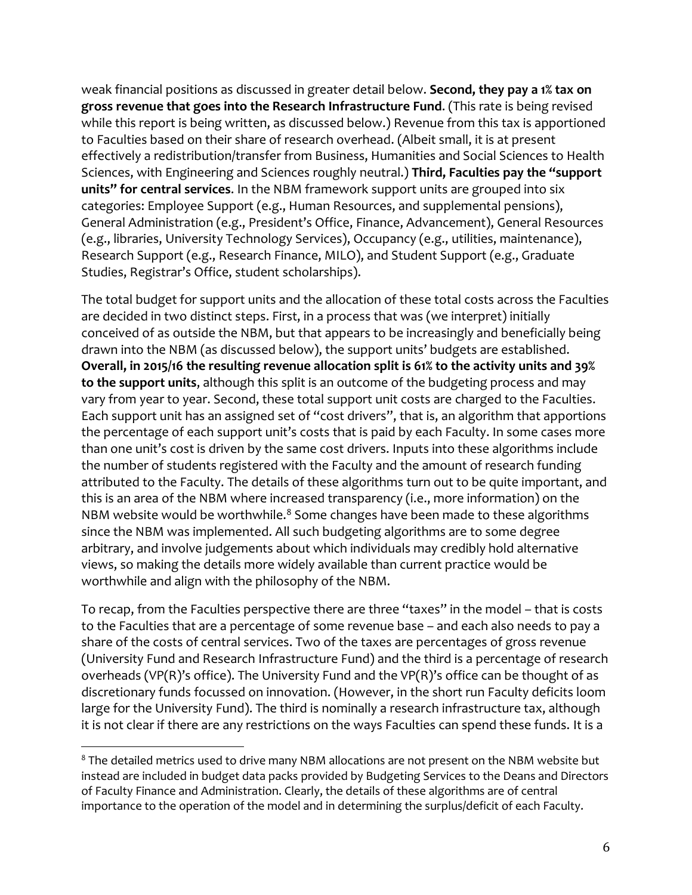weak financial positions as discussed in greater detail below. **Second, they pay a 1% tax on gross revenue that goes into the Research Infrastructure Fund**. (This rate is being revised while this report is being written, as discussed below.) Revenue from this tax is apportioned to Faculties based on their share of research overhead. (Albeit small, it is at present effectively a redistribution/transfer from Business, Humanities and Social Sciences to Health Sciences, with Engineering and Sciences roughly neutral.) **Third, Faculties pay the "support units" for central services**. In the NBM framework support units are grouped into six categories: Employee Support (e.g., Human Resources, and supplemental pensions), General Administration (e.g., President's Office, Finance, Advancement), General Resources (e.g., libraries, University Technology Services), Occupancy (e.g., utilities, maintenance), Research Support (e.g., Research Finance, MILO), and Student Support (e.g., Graduate Studies, Registrar's Office, student scholarships).

The total budget for support units and the allocation of these total costs across the Faculties are decided in two distinct steps. First, in a process that was (we interpret) initially conceived of as outside the NBM, but that appears to be increasingly and beneficially being drawn into the NBM (as discussed below), the support units' budgets are established. **Overall, in 2015/16 the resulting revenue allocation split is 61% to the activity units and 39% to the support units**, although this split is an outcome of the budgeting process and may vary from year to year. Second, these total support unit costs are charged to the Faculties. Each support unit has an assigned set of "cost drivers", that is, an algorithm that apportions the percentage of each support unit's costs that is paid by each Faculty. In some cases more than one unit's cost is driven by the same cost drivers. Inputs into these algorithms include the number of students registered with the Faculty and the amount of research funding attributed to the Faculty. The details of these algorithms turn out to be quite important, and this is an area of the NBM where increased transparency (i.e., more information) on the NBM website would be worthwhile.[8] Some changes have been made to these algorithms since the NBM was implemented. All such budgeting algorithms are to some degree arbitrary, and involve judgements about which individuals may credibly hold alternative views, so making the details more widely available than current practice would be worthwhile and align with the philosophy of the NBM.

To recap, from the Faculties perspective there are three "taxes" in the model – that is costs to the Faculties that are a percentage of some revenue base – and each also needs to pay a share of the costs of central services. Two of the taxes are percentages of gross revenue (University Fund and Research Infrastructure Fund) and the third is a percentage of research overheads (VP(R)'s office). The University Fund and the VP(R)'s office can be thought of as discretionary funds focussed on innovation. (However, in the short run Faculty deficits loom large for the University Fund). The third is nominally a research infrastructure tax, although it is not clear if there are any restrictions on the ways Faculties can spend these funds. It is a

[8] The detailed metrics used to drive many NBM allocations are not present on the NBM website but instead are included in budget data packs provided by Budgeting Services to the Deans and Directors of Faculty Finance and Administration. Clearly, the details of these algorithms are of central importance to the operation of the model and in determining the surplus/deficit of each Faculty.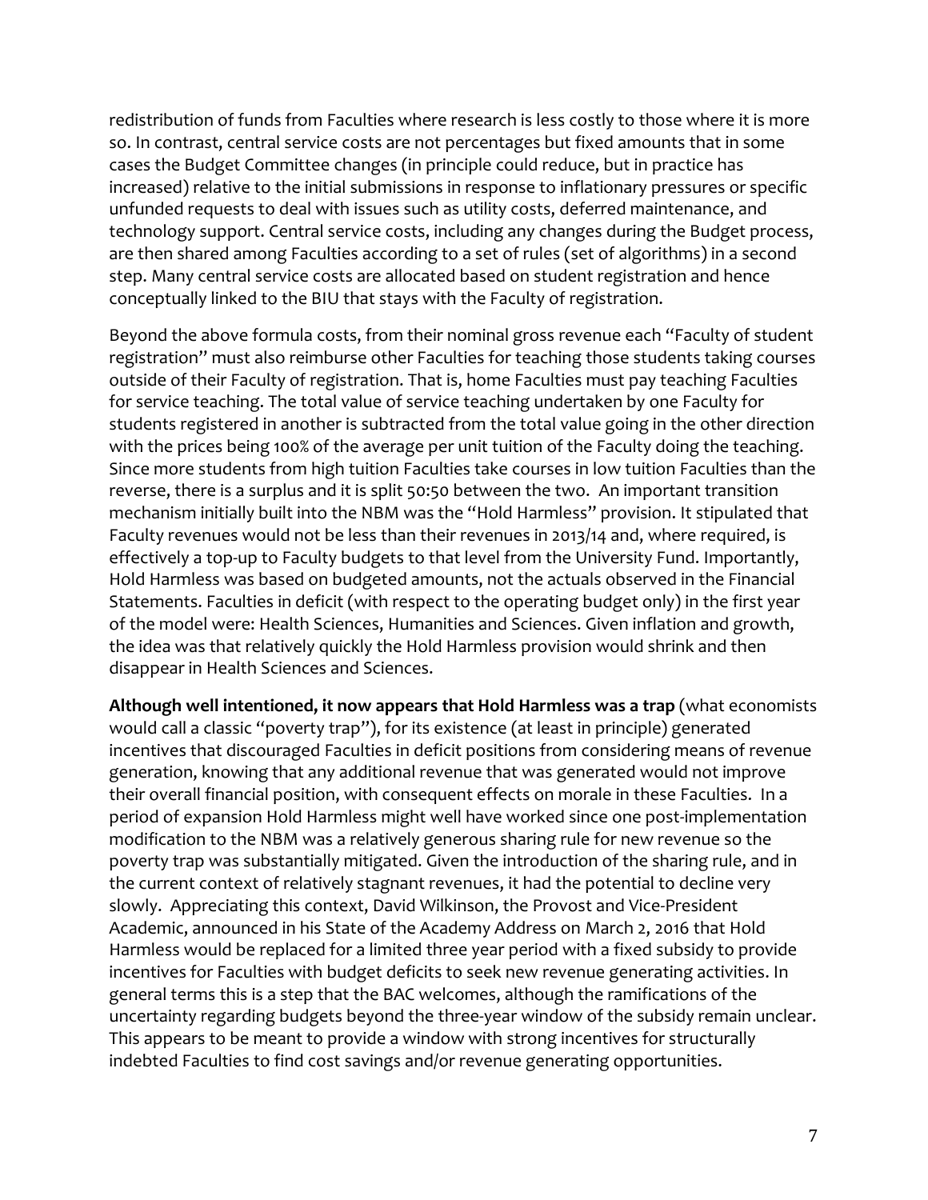redistribution of funds from Faculties where research is less costly to those where it is more so. In contrast, central service costs are not percentages but fixed amounts that in some cases the Budget Committee changes (in principle could reduce, but in practice has increased) relative to the initial submissions in response to inflationary pressures or specific unfunded requests to deal with issues such as utility costs, deferred maintenance, and technology support. Central service costs, including any changes during the Budget process, are then shared among Faculties according to a set of rules (set of algorithms) in a second step. Many central service costs are allocated based on student registration and hence conceptually linked to the BIU that stays with the Faculty of registration.

Beyond the above formula costs, from their nominal gross revenue each "Faculty of student registration" must also reimburse other Faculties for teaching those students taking courses outside of their Faculty of registration. That is, home Faculties must pay teaching Faculties for service teaching. The total value of service teaching undertaken by one Faculty for students registered in another is subtracted from the total value going in the other direction with the prices being 100% of the average per unit tuition of the Faculty doing the teaching. Since more students from high tuition Faculties take courses in low tuition Faculties than the reverse, there is a surplus and it is split 50:50 between the two. An important transition mechanism initially built into the NBM was the "Hold Harmless" provision. It stipulated that Faculty revenues would not be less than their revenues in 2013/14 and, where required, is effectively a top-up to Faculty budgets to that level from the University Fund. Importantly, Hold Harmless was based on budgeted amounts, not the actuals observed in the Financial Statements. Faculties in deficit (with respect to the operating budget only) in the first year of the model were: Health Sciences, Humanities and Sciences. Given inflation and growth, the idea was that relatively quickly the Hold Harmless provision would shrink and then disappear in Health Sciences and Sciences.

**Although well intentioned, it now appears that Hold Harmless was a trap** (what economists would call a classic "poverty trap"), for its existence (at least in principle) generated incentives that discouraged Faculties in deficit positions from considering means of revenue generation, knowing that any additional revenue that was generated would not improve their overall financial position, with consequent effects on morale in these Faculties. In a period of expansion Hold Harmless might well have worked since one post-implementation modification to the NBM was a relatively generous sharing rule for new revenue so the poverty trap was substantially mitigated. Given the introduction of the sharing rule, and in the current context of relatively stagnant revenues, it had the potential to decline very slowly. Appreciating this context, David Wilkinson, the Provost and Vice-President Academic, announced in his State of the Academy Address on March 2, 2016 that Hold Harmless would be replaced for a limited three year period with a fixed subsidy to provide incentives for Faculties with budget deficits to seek new revenue generating activities. In general terms this is a step that the BAC welcomes, although the ramifications of the uncertainty regarding budgets beyond the three-year window of the subsidy remain unclear. This appears to be meant to provide a window with strong incentives for structurally indebted Faculties to find cost savings and/or revenue generating opportunities.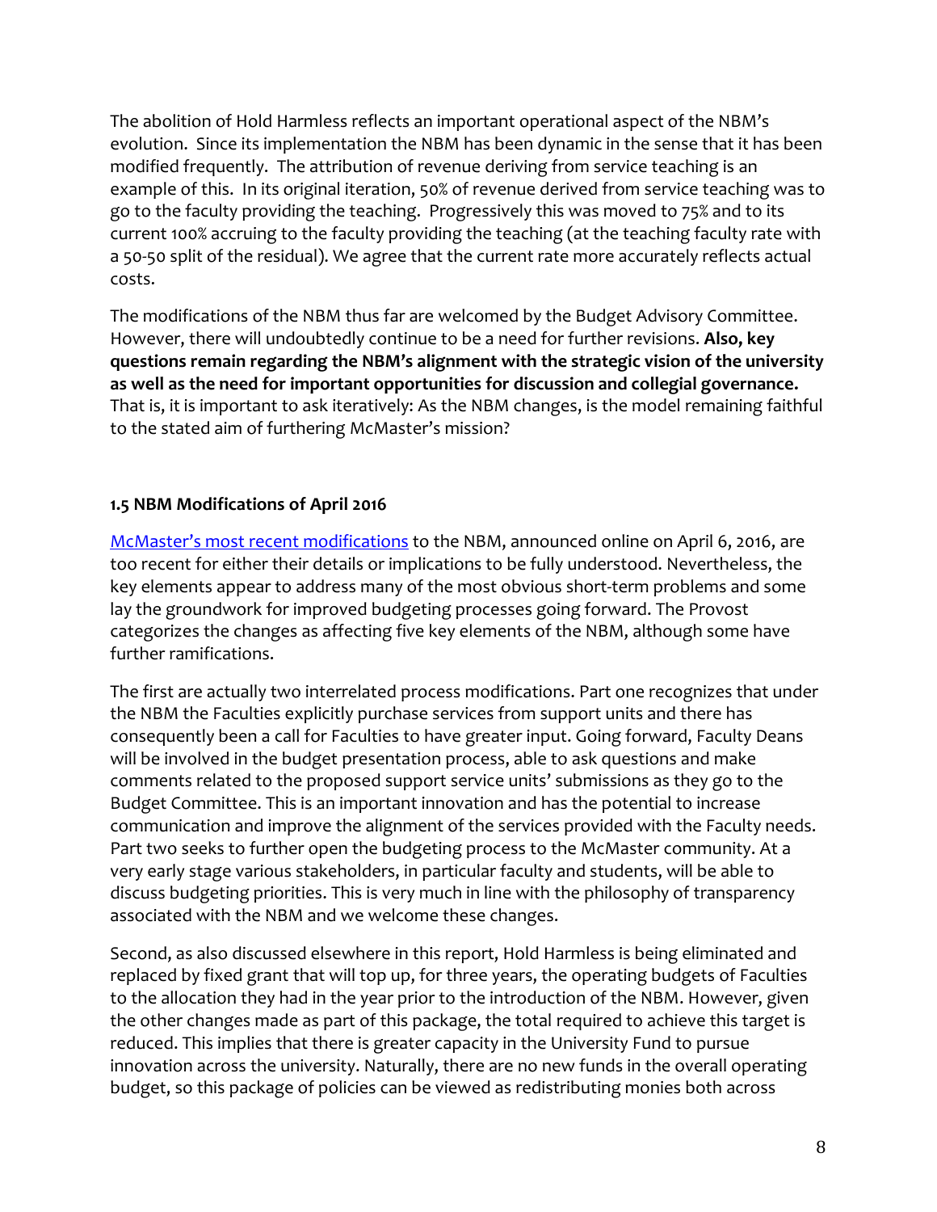The abolition of Hold Harmless reflects an important operational aspect of the NBM's evolution. Since its implementation the NBM has been dynamic in the sense that it has been modified frequently. The attribution of revenue deriving from service teaching is an example of this. In its original iteration, 50% of revenue derived from service teaching was to go to the faculty providing the teaching. Progressively this was moved to 75% and to its current 100% accruing to the faculty providing the teaching (at the teaching faculty rate with a 50-50 split of the residual). We agree that the current rate more accurately reflects actual costs.

The modifications of the NBM thus far are welcomed by the Budget Advisory Committee. However, there will undoubtedly continue to be a need for further revisions. **Also, key questions remain regarding the NBM's alignment with the strategic vision of the university as well as the need for important opportunities for discussion and collegial governance.** That is, it is important to ask iteratively: As the NBM changes, is the model remaining faithful to the stated aim of furthering McMaster's mission?

### 1.5 NBM Modifications of April 2016

McMaster's most recent modifications to the NBM, announced online on April 6, 2016, are too recent for either their details or implications to be fully understood. Nevertheless, the key elements appear to address many of the most obvious short-term problems and some lay the groundwork for improved budgeting processes going forward. The Provost categorizes the changes as affecting five key elements of the NBM, although some have further ramifications.

The first are actually two interrelated process modifications. Part one recognizes that under the NBM the Faculties explicitly purchase services from support units and there has consequently been a call for Faculties to have greater input. Going forward, Faculty Deans will be involved in the budget presentation process, able to ask questions and make comments related to the proposed support service units' submissions as they go to the Budget Committee. This is an important innovation and has the potential to increase communication and improve the alignment of the services provided with the Faculty needs. Part two seeks to further open the budgeting process to the McMaster community. At a very early stage various stakeholders, in particular faculty and students, will be able to discuss budgeting priorities. This is very much in line with the philosophy of transparency associated with the NBM and we welcome these changes.

Second, as also discussed elsewhere in this report, Hold Harmless is being eliminated and replaced by fixed grant that will top up, for three years, the operating budgets of Faculties to the allocation they had in the year prior to the introduction of the NBM. However, given the other changes made as part of this package, the total required to achieve this target is reduced. This implies that there is greater capacity in the University Fund to pursue innovation across the university. Naturally, there are no new funds in the overall operating budget, so this package of policies can be viewed as redistributing monies both across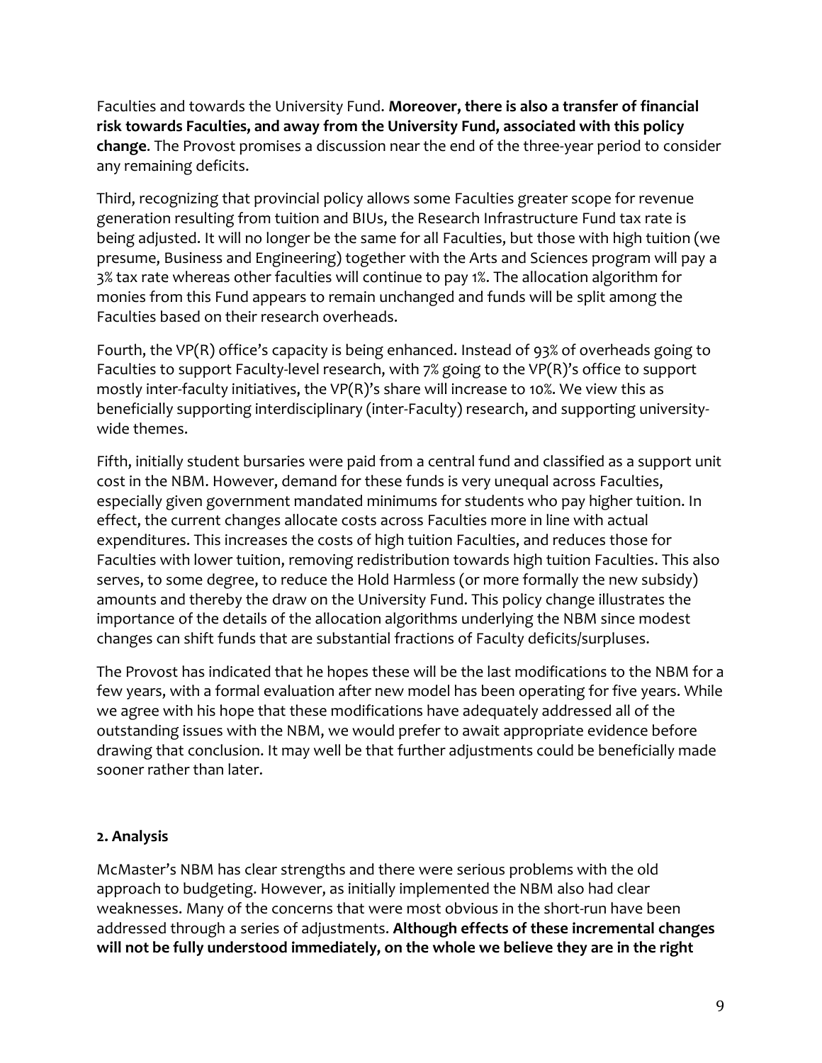Faculties and towards the University Fund. **Moreover, there is also a transfer of financial risk towards Faculties, and away from the University Fund, associated with this policy change**. The Provost promises a discussion near the end of the three-year period to consider any remaining deficits.

Third, recognizing that provincial policy allows some Faculties greater scope for revenue generation resulting from tuition and BIUs, the Research Infrastructure Fund tax rate is being adjusted. It will no longer be the same for all Faculties, but those with high tuition (we presume, Business and Engineering) together with the Arts and Sciences program will pay a 3% tax rate whereas other faculties will continue to pay 1%. The allocation algorithm for monies from this Fund appears to remain unchanged and funds will be split among the Faculties based on their research overheads.

Fourth, the VP(R) office's capacity is being enhanced. Instead of 93% of overheads going to Faculties to support Faculty-level research, with 7% going to the VP(R)'s office to support mostly inter-faculty initiatives, the VP(R)'s share will increase to 10%. We view this as beneficially supporting interdisciplinary (inter-Faculty) research, and supporting university-wide themes.

Fifth, initially student bursaries were paid from a central fund and classified as a support unit cost in the NBM. However, demand for these funds is very unequal across Faculties, especially given government mandated minimums for students who pay higher tuition. In effect, the current changes allocate costs across Faculties more in line with actual expenditures. This increases the costs of high tuition Faculties, and reduces those for Faculties with lower tuition, removing redistribution towards high tuition Faculties. This also serves, to some degree, to reduce the Hold Harmless (or more formally the new subsidy) amounts and thereby the draw on the University Fund. This policy change illustrates the importance of the details of the allocation algorithms underlying the NBM since modest changes can shift funds that are substantial fractions of Faculty deficits/surpluses.

The Provost has indicated that he hopes these will be the last modifications to the NBM for a few years, with a formal evaluation after new model has been operating for five years. While we agree with his hope that these modifications have adequately addressed all of the outstanding issues with the NBM, we would prefer to await appropriate evidence before drawing that conclusion. It may well be that further adjustments could be beneficially made sooner rather than later.

## 2. Analysis

McMaster's NBM has clear strengths and there were serious problems with the old approach to budgeting. However, as initially implemented the NBM also had clear weaknesses. Many of the concerns that were most obvious in the short-run have been addressed through a series of adjustments. **Although effects of these incremental changes will not be fully understood immediately, on the whole we believe they are in the right**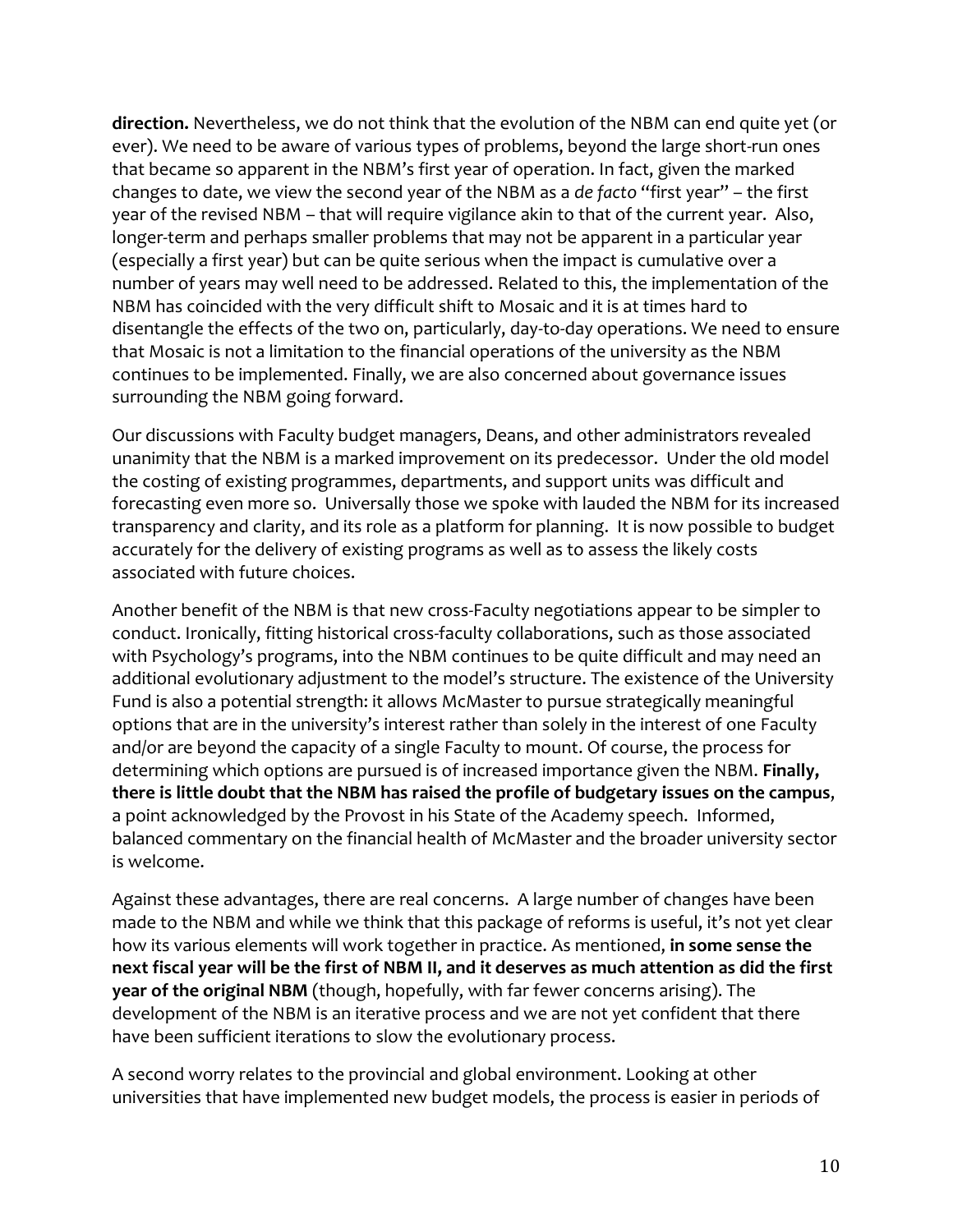**direction.** Nevertheless, we do not think that the evolution of the NBM can end quite yet (or ever). We need to be aware of various types of problems, beyond the large short-run ones that became so apparent in the NBM's first year of operation. In fact, given the marked changes to date, we view the second year of the NBM as a *de facto* "first year" – the first year of the revised NBM – that will require vigilance akin to that of the current year. Also, longer-term and perhaps smaller problems that may not be apparent in a particular year (especially a first year) but can be quite serious when the impact is cumulative over a number of years may well need to be addressed. Related to this, the implementation of the NBM has coincided with the very difficult shift to Mosaic and it is at times hard to disentangle the effects of the two on, particularly, day-to-day operations. We need to ensure that Mosaic is not a limitation to the financial operations of the university as the NBM continues to be implemented. Finally, we are also concerned about governance issues surrounding the NBM going forward.

Our discussions with Faculty budget managers, Deans, and other administrators revealed unanimity that the NBM is a marked improvement on its predecessor. Under the old model the costing of existing programmes, departments, and support units was difficult and forecasting even more so. Universally those we spoke with lauded the NBM for its increased transparency and clarity, and its role as a platform for planning. It is now possible to budget accurately for the delivery of existing programs as well as to assess the likely costs associated with future choices.

Another benefit of the NBM is that new cross-Faculty negotiations appear to be simpler to conduct. Ironically, fitting historical cross-faculty collaborations, such as those associated with Psychology's programs, into the NBM continues to be quite difficult and may need an additional evolutionary adjustment to the model's structure. The existence of the University Fund is also a potential strength: it allows McMaster to pursue strategically meaningful options that are in the university's interest rather than solely in the interest of one Faculty and/or are beyond the capacity of a single Faculty to mount. Of course, the process for determining which options are pursued is of increased importance given the NBM. **Finally, there is little doubt that the NBM has raised the profile of budgetary issues on the campus**, a point acknowledged by the Provost in his State of the Academy speech. Informed, balanced commentary on the financial health of McMaster and the broader university sector is welcome.

Against these advantages, there are real concerns. A large number of changes have been made to the NBM and while we think that this package of reforms is useful, it's not yet clear how its various elements will work together in practice. As mentioned, **in some sense the next fiscal year will be the first of NBM II, and it deserves as much attention as did the first year of the original NBM** (though, hopefully, with far fewer concerns arising). The development of the NBM is an iterative process and we are not yet confident that there have been sufficient iterations to slow the evolutionary process.

A second worry relates to the provincial and global environment. Looking at other universities that have implemented new budget models, the process is easier in periods of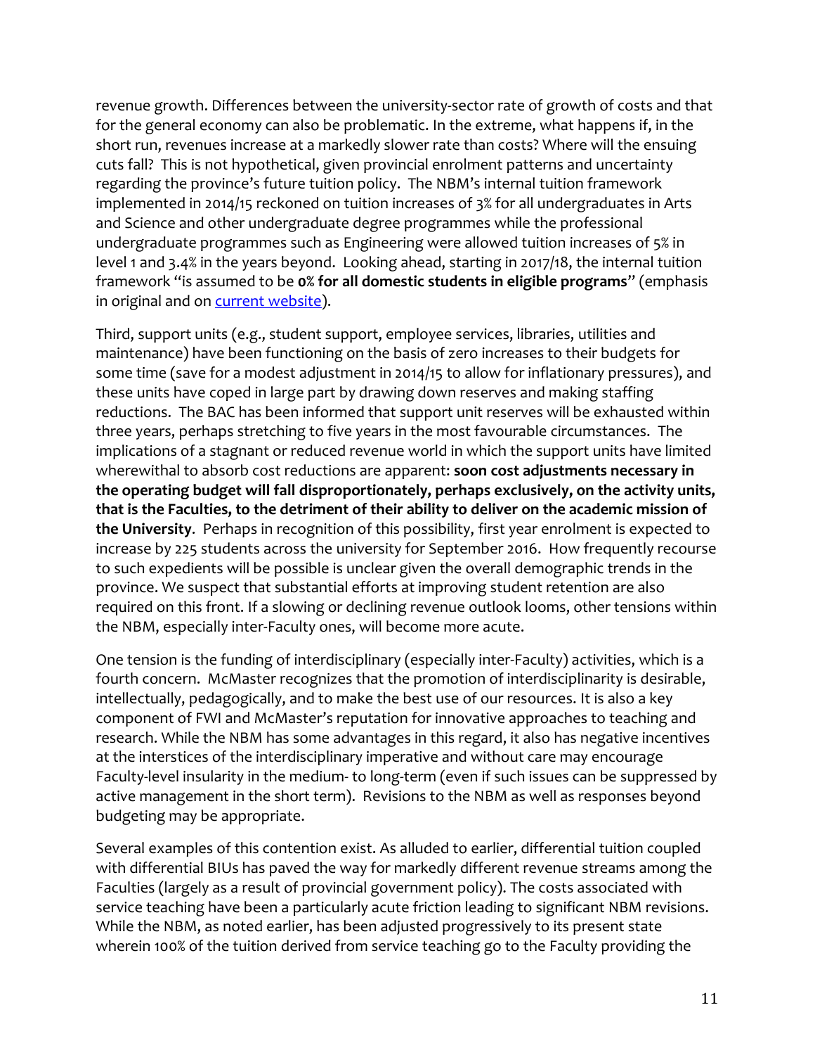revenue growth. Differences between the university-sector rate of growth of costs and that for the general economy can also be problematic. In the extreme, what happens if, in the short run, revenues increase at a markedly slower rate than costs? Where will the ensuing cuts fall? This is not hypothetical, given provincial enrolment patterns and uncertainty regarding the province's future tuition policy. The NBM's internal tuition framework implemented in 2014/15 reckoned on tuition increases of 3% for all undergraduates in Arts and Science and other undergraduate degree programmes while the professional undergraduate programmes such as Engineering were allowed tuition increases of 5% in level 1 and 3.4% in the years beyond. Looking ahead, starting in 2017/18, the internal tuition framework "is assumed to be **0% for all domestic students in eligible programs**" (emphasis in original and on current website).

Third, support units (e.g., student support, employee services, libraries, utilities and maintenance) have been functioning on the basis of zero increases to their budgets for some time (save for a modest adjustment in 2014/15 to allow for inflationary pressures), and these units have coped in large part by drawing down reserves and making staffing reductions. The BAC has been informed that support unit reserves will be exhausted within three years, perhaps stretching to five years in the most favourable circumstances. The implications of a stagnant or reduced revenue world in which the support units have limited wherewithal to absorb cost reductions are apparent: **soon cost adjustments necessary in the operating budget will fall disproportionately, perhaps exclusively, on the activity units, that is the Faculties, to the detriment of their ability to deliver on the academic mission of the University**. Perhaps in recognition of this possibility, first year enrolment is expected to increase by 225 students across the university for September 2016. How frequently recourse to such expedients will be possible is unclear given the overall demographic trends in the province. We suspect that substantial efforts at improving student retention are also required on this front. If a slowing or declining revenue outlook looms, other tensions within the NBM, especially inter-Faculty ones, will become more acute.

One tension is the funding of interdisciplinary (especially inter-Faculty) activities, which is a fourth concern. McMaster recognizes that the promotion of interdisciplinarity is desirable, intellectually, pedagogically, and to make the best use of our resources. It is also a key component of FWI and McMaster's reputation for innovative approaches to teaching and research. While the NBM has some advantages in this regard, it also has negative incentives at the interstices of the interdisciplinary imperative and without care may encourage Faculty-level insularity in the medium- to long-term (even if such issues can be suppressed by active management in the short term). Revisions to the NBM as well as responses beyond budgeting may be appropriate.

Several examples of this contention exist. As alluded to earlier, differential tuition coupled with differential BIUs has paved the way for markedly different revenue streams among the Faculties (largely as a result of provincial government policy). The costs associated with service teaching have been a particularly acute friction leading to significant NBM revisions. While the NBM, as noted earlier, has been adjusted progressively to its present state wherein 100% of the tuition derived from service teaching go to the Faculty providing the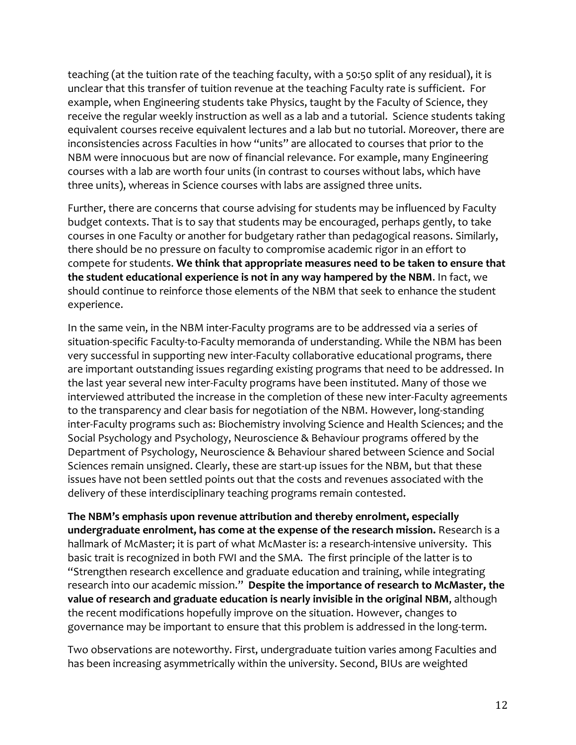teaching (at the tuition rate of the teaching faculty, with a 50:50 split of any residual), it is unclear that this transfer of tuition revenue at the teaching Faculty rate is sufficient. For example, when Engineering students take Physics, taught by the Faculty of Science, they receive the regular weekly instruction as well as a lab and a tutorial. Science students taking equivalent courses receive equivalent lectures and a lab but no tutorial. Moreover, there are inconsistencies across Faculties in how "units" are allocated to courses that prior to the NBM were innocuous but are now of financial relevance. For example, many Engineering courses with a lab are worth four units (in contrast to courses without labs, which have three units), whereas in Science courses with labs are assigned three units.

Further, there are concerns that course advising for students may be influenced by Faculty budget contexts. That is to say that students may be encouraged, perhaps gently, to take courses in one Faculty or another for budgetary rather than pedagogical reasons. Similarly, there should be no pressure on faculty to compromise academic rigor in an effort to compete for students. **We think that appropriate measures need to be taken to ensure that the student educational experience is not in any way hampered by the NBM**. In fact, we should continue to reinforce those elements of the NBM that seek to enhance the student experience.

In the same vein, in the NBM inter-Faculty programs are to be addressed via a series of situation-specific Faculty-to-Faculty memoranda of understanding. While the NBM has been very successful in supporting new inter-Faculty collaborative educational programs, there are important outstanding issues regarding existing programs that need to be addressed. In the last year several new inter-Faculty programs have been instituted. Many of those we interviewed attributed the increase in the completion of these new inter-Faculty agreements to the transparency and clear basis for negotiation of the NBM. However, long-standing inter-Faculty programs such as: Biochemistry involving Science and Health Sciences; and the Social Psychology and Psychology, Neuroscience & Behaviour programs offered by the Department of Psychology, Neuroscience & Behaviour shared between Science and Social Sciences remain unsigned. Clearly, these are start-up issues for the NBM, but that these issues have not been settled points out that the costs and revenues associated with the delivery of these interdisciplinary teaching programs remain contested.

**The NBM's emphasis upon revenue attribution and thereby enrolment, especially undergraduate enrolment, has come at the expense of the research mission.** Research is a hallmark of McMaster; it is part of what McMaster is: a research-intensive university. This basic trait is recognized in both FWI and the SMA. The first principle of the latter is to "Strengthen research excellence and graduate education and training, while integrating research into our academic mission." **Despite the importance of research to McMaster, the value of research and graduate education is nearly invisible in the original NBM**, although the recent modifications hopefully improve on the situation. However, changes to governance may be important to ensure that this problem is addressed in the long-term.

Two observations are noteworthy. First, undergraduate tuition varies among Faculties and has been increasing asymmetrically within the university. Second, BIUs are weighted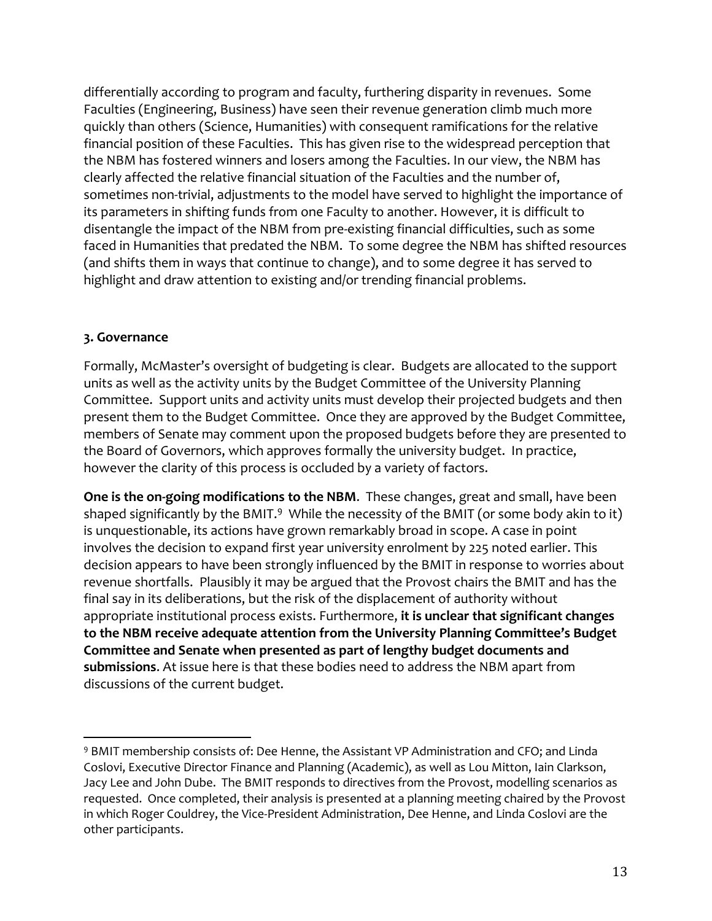differentially according to program and faculty, furthering disparity in revenues. Some Faculties (Engineering, Business) have seen their revenue generation climb much more quickly than others (Science, Humanities) with consequent ramifications for the relative financial position of these Faculties. This has given rise to the widespread perception that the NBM has fostered winners and losers among the Faculties. In our view, the NBM has clearly affected the relative financial situation of the Faculties and the number of, sometimes non-trivial, adjustments to the model have served to highlight the importance of its parameters in shifting funds from one Faculty to another. However, it is difficult to disentangle the impact of the NBM from pre-existing financial difficulties, such as some faced in Humanities that predated the NBM. To some degree the NBM has shifted resources (and shifts them in ways that continue to change), and to some degree it has served to highlight and draw attention to existing and/or trending financial problems.

### 3. Governance

Formally, McMaster's oversight of budgeting is clear. Budgets are allocated to the support units as well as the activity units by the Budget Committee of the University Planning Committee. Support units and activity units must develop their projected budgets and then present them to the Budget Committee. Once they are approved by the Budget Committee, members of Senate may comment upon the proposed budgets before they are presented to the Board of Governors, which approves formally the university budget. In practice, however the clarity of this process is occluded by a variety of factors.

**One is the on-going modifications to the NBM**. These changes, great and small, have been shaped significantly by the BMIT.[9] While the necessity of the BMIT (or some body akin to it) is unquestionable, its actions have grown remarkably broad in scope. A case in point involves the decision to expand first year university enrolment by 225 noted earlier. This decision appears to have been strongly influenced by the BMIT in response to worries about revenue shortfalls. Plausibly it may be argued that the Provost chairs the BMIT and has the final say in its deliberations, but the risk of the displacement of authority without appropriate institutional process exists. Furthermore, **it is unclear that significant changes to the NBM receive adequate attention from the University Planning Committee's Budget Committee and Senate when presented as part of lengthy budget documents and submissions**. At issue here is that these bodies need to address the NBM apart from discussions of the current budget.

[9] BMIT membership consists of: Dee Henne, the Assistant VP Administration and CFO; and Linda Coslovi, Executive Director Finance and Planning (Academic), as well as Lou Mitton, Iain Clarkson, Jacy Lee and John Dube. The BMIT responds to directives from the Provost, modelling scenarios as requested. Once completed, their analysis is presented at a planning meeting chaired by the Provost in which Roger Couldrey, the Vice-President Administration, Dee Henne, and Linda Coslovi are the other participants.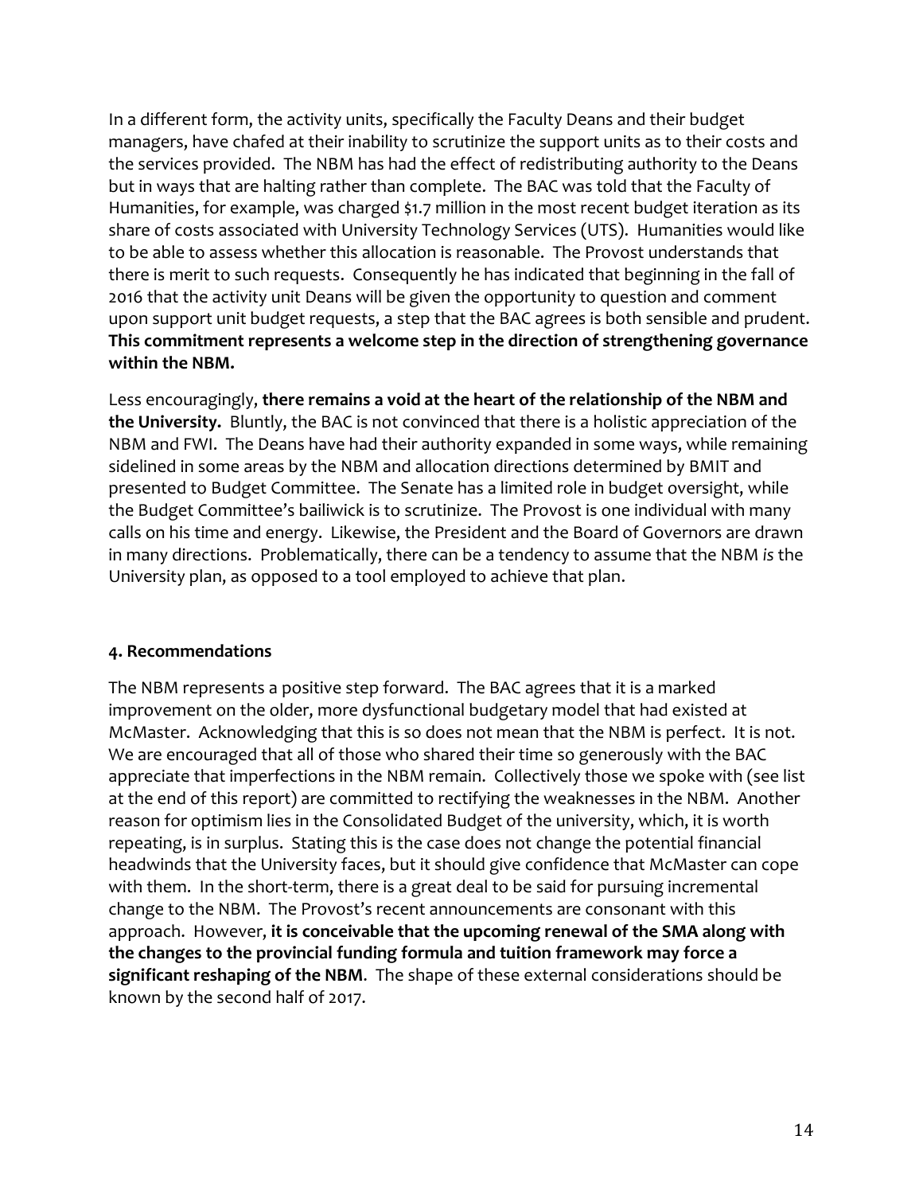In a different form, the activity units, specifically the Faculty Deans and their budget managers, have chafed at their inability to scrutinize the support units as to their costs and the services provided. The NBM has had the effect of redistributing authority to the Deans but in ways that are halting rather than complete. The BAC was told that the Faculty of Humanities, for example, was charged $1.7 million in the most recent budget iteration as its share of costs associated with University Technology Services (UTS). Humanities would like to be able to assess whether this allocation is reasonable. The Provost understands that there is merit to such requests. Consequently he has indicated that beginning in the fall of 2016 that the activity unit Deans will be given the opportunity to question and comment upon support unit budget requests, a step that the BAC agrees is both sensible and prudent. **This commitment represents a welcome step in the direction of strengthening governance within the NBM.**

Less encouragingly, **there remains a void at the heart of the relationship of the NBM and the University.** Bluntly, the BAC is not convinced that there is a holistic appreciation of the NBM and FWI. The Deans have had their authority expanded in some ways, while remaining sidelined in some areas by the NBM and allocation directions determined by BMIT and presented to Budget Committee. The Senate has a limited role in budget oversight, while the Budget Committee's bailiwick is to scrutinize. The Provost is one individual with many calls on his time and energy. Likewise, the President and the Board of Governors are drawn in many directions. Problematically, there can be a tendency to assume that the NBM *is* the University plan, as opposed to a tool employed to achieve that plan.

#### 4. Recommendations

The NBM represents a positive step forward. The BAC agrees that it is a marked improvement on the older, more dysfunctional budgetary model that had existed at McMaster. Acknowledging that this is so does not mean that the NBM is perfect. It is not. We are encouraged that all of those who shared their time so generously with the BAC appreciate that imperfections in the NBM remain. Collectively those we spoke with (see list at the end of this report) are committed to rectifying the weaknesses in the NBM. Another reason for optimism lies in the Consolidated Budget of the university, which, it is worth repeating, is in surplus. Stating this is the case does not change the potential financial headwinds that the University faces, but it should give confidence that McMaster can cope with them. In the short-term, there is a great deal to be said for pursuing incremental change to the NBM. The Provost's recent announcements are consonant with this approach. However, **it is conceivable that the upcoming renewal of the SMA along with the changes to the provincial funding formula and tuition framework may force a significant reshaping of the NBM**. The shape of these external considerations should be known by the second half of 2017.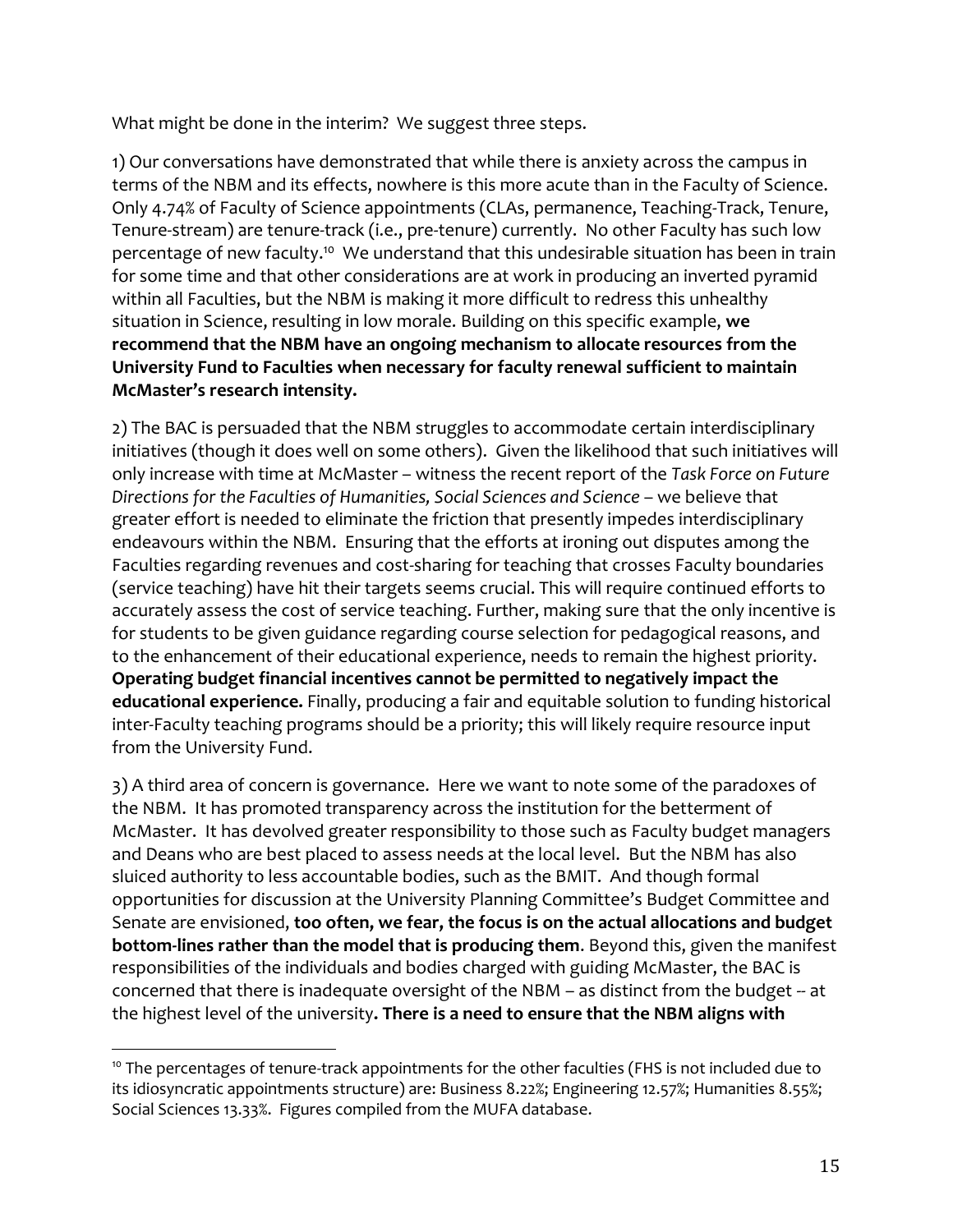What might be done in the interim? We suggest three steps.

1) Our conversations have demonstrated that while there is anxiety across the campus in terms of the NBM and its effects, nowhere is this more acute than in the Faculty of Science. Only 4.74% of Faculty of Science appointments (CLAs, permanence, Teaching-Track, Tenure, Tenure-stream) are tenure-track (i.e., pre-tenure) currently. No other Faculty has such low percentage of new faculty.[10] We understand that this undesirable situation has been in train for some time and that other considerations are at work in producing an inverted pyramid within all Faculties, but the NBM is making it more difficult to redress this unhealthy situation in Science, resulting in low morale. Building on this specific example, **we recommend that the NBM have an ongoing mechanism to allocate resources from the University Fund to Faculties when necessary for faculty renewal sufficient to maintain McMaster's research intensity.**

2) The BAC is persuaded that the NBM struggles to accommodate certain interdisciplinary initiatives (though it does well on some others). Given the likelihood that such initiatives will only increase with time at McMaster – witness the recent report of the *Task Force on Future Directions for the Faculties of Humanities, Social Sciences and Science* – we believe that greater effort is needed to eliminate the friction that presently impedes interdisciplinary endeavours within the NBM. Ensuring that the efforts at ironing out disputes among the Faculties regarding revenues and cost-sharing for teaching that crosses Faculty boundaries (service teaching) have hit their targets seems crucial. This will require continued efforts to accurately assess the cost of service teaching. Further, making sure that the only incentive is for students to be given guidance regarding course selection for pedagogical reasons, and to the enhancement of their educational experience, needs to remain the highest priority. **Operating budget financial incentives cannot be permitted to negatively impact the educational experience.** Finally, producing a fair and equitable solution to funding historical inter-Faculty teaching programs should be a priority; this will likely require resource input from the University Fund.

3) A third area of concern is governance. Here we want to note some of the paradoxes of the NBM. It has promoted transparency across the institution for the betterment of McMaster. It has devolved greater responsibility to those such as Faculty budget managers and Deans who are best placed to assess needs at the local level. But the NBM has also sluiced authority to less accountable bodies, such as the BMIT. And though formal opportunities for discussion at the University Planning Committee's Budget Committee and Senate are envisioned, **too often, we fear, the focus is on the actual allocations and budget bottom-lines rather than the model that is producing them**. Beyond this, given the manifest responsibilities of the individuals and bodies charged with guiding McMaster, the BAC is concerned that there is inadequate oversight of the NBM – as distinct from the budget -- at the highest level of the university**. There is a need to ensure that the NBM aligns with**

---

[10] The percentages of tenure-track appointments for the other faculties (FHS is not included due to its idiosyncratic appointments structure) are: Business 8.22%; Engineering 12.57%; Humanities 8.55%; Social Sciences 13.33%. Figures compiled from the MUFA database.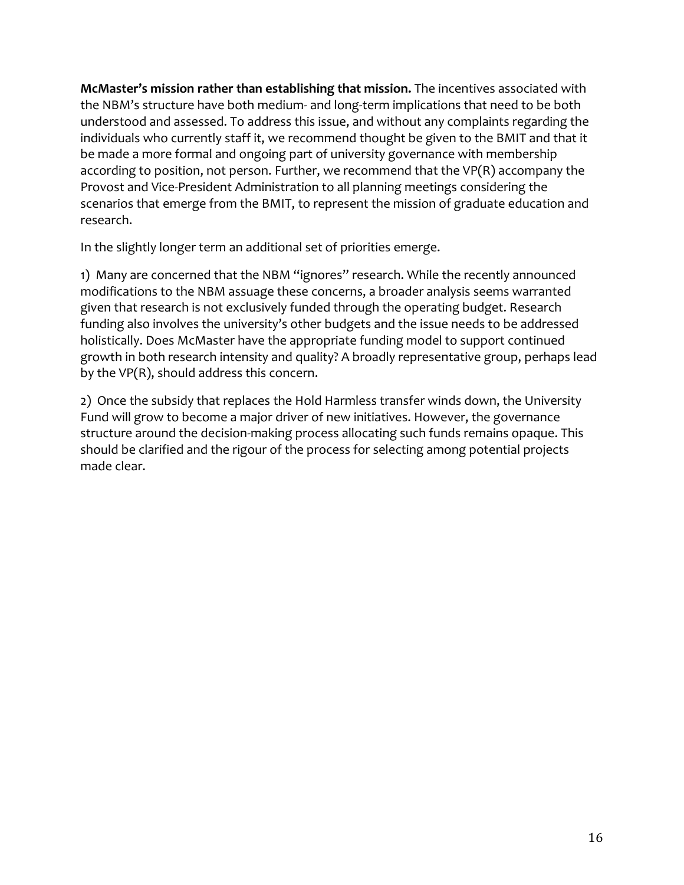**McMaster's mission rather than establishing that mission.** The incentives associated with the NBM's structure have both medium- and long-term implications that need to be both understood and assessed. To address this issue, and without any complaints regarding the individuals who currently staff it, we recommend thought be given to the BMIT and that it be made a more formal and ongoing part of university governance with membership according to position, not person. Further, we recommend that the VP(R) accompany the Provost and Vice-President Administration to all planning meetings considering the scenarios that emerge from the BMIT, to represent the mission of graduate education and research.

In the slightly longer term an additional set of priorities emerge.

1) Many are concerned that the NBM "ignores" research. While the recently announced modifications to the NBM assuage these concerns, a broader analysis seems warranted given that research is not exclusively funded through the operating budget. Research funding also involves the university's other budgets and the issue needs to be addressed holistically. Does McMaster have the appropriate funding model to support continued growth in both research intensity and quality? A broadly representative group, perhaps lead by the VP(R), should address this concern.

2) Once the subsidy that replaces the Hold Harmless transfer winds down, the University Fund will grow to become a major driver of new initiatives. However, the governance structure around the decision-making process allocating such funds remains opaque. This should be clarified and the rigour of the process for selecting among potential projects made clear.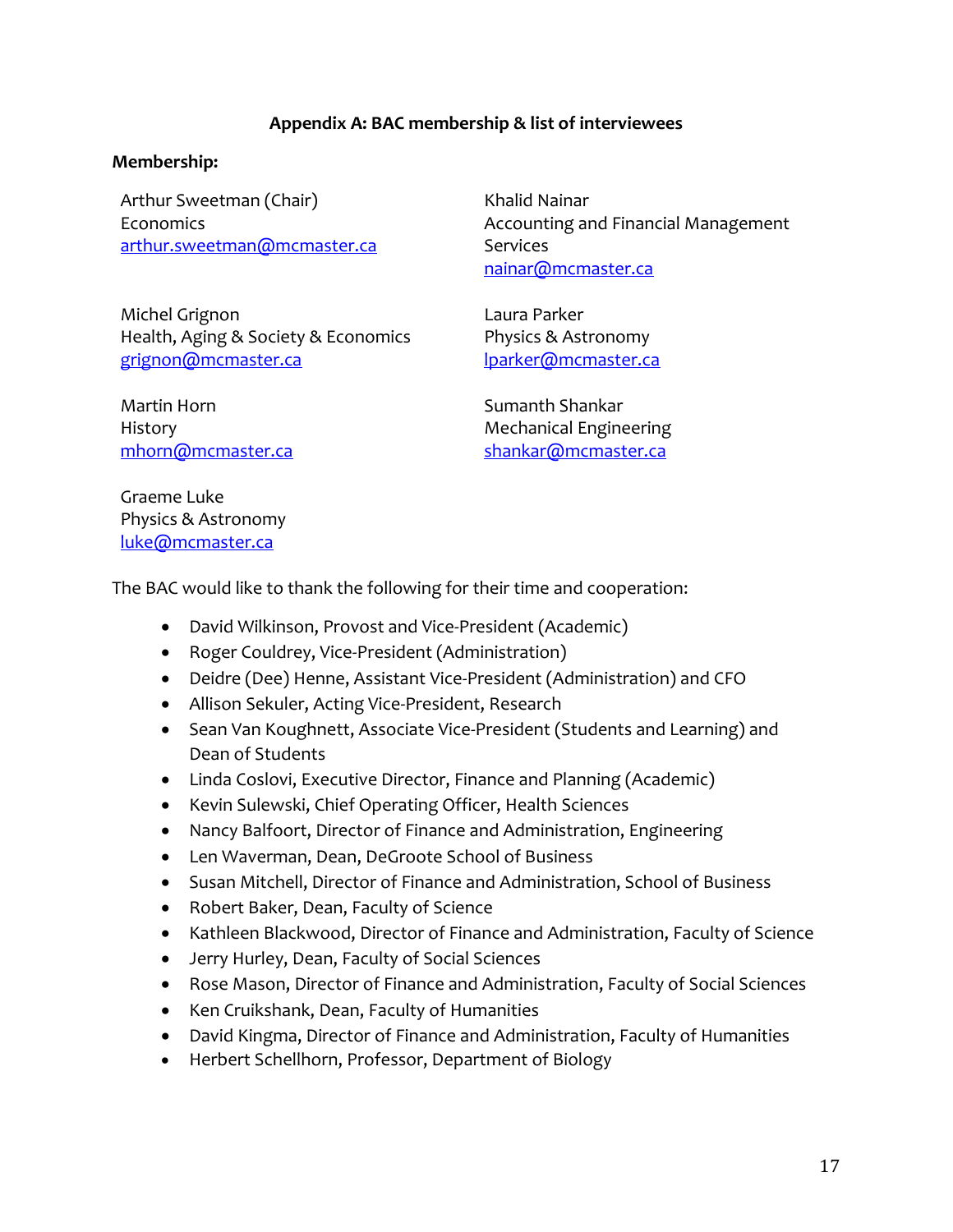## Appendix A: BAC membership & list of interviewees

**Membership:**

Arthur Sweetman (Chair)
Economics
arthur.sweetman@mcmaster.ca

Michel Grignon
Health, Aging & Society & Economics
grignon@mcmaster.ca

Martin Horn
History
mhorn@mcmaster.ca

Graeme Luke
Physics & Astronomy
luke@mcmaster.ca

Khalid Nainar
Accounting and Financial Management Services
nainar@mcmaster.ca

Laura Parker
Physics & Astronomy
lparker@mcmaster.ca

Sumanth Shankar
Mechanical Engineering
shankar@mcmaster.ca

The BAC would like to thank the following for their time and cooperation:

- David Wilkinson, Provost and Vice-President (Academic)
- Roger Couldrey, Vice-President (Administration)
- Deidre (Dee) Henne, Assistant Vice-President (Administration) and CFO
- Allison Sekuler, Acting Vice-President, Research
- Sean Van Koughnett, Associate Vice-President (Students and Learning) and Dean of Students
- Linda Coslovi, Executive Director, Finance and Planning (Academic)
- Kevin Sulewski, Chief Operating Officer, Health Sciences
- Nancy Balfoort, Director of Finance and Administration, Engineering
- Len Waverman, Dean, DeGroote School of Business
- Susan Mitchell, Director of Finance and Administration, School of Business
- Robert Baker, Dean, Faculty of Science
- Kathleen Blackwood, Director of Finance and Administration, Faculty of Science
- Jerry Hurley, Dean, Faculty of Social Sciences
- Rose Mason, Director of Finance and Administration, Faculty of Social Sciences
- Ken Cruikshank, Dean, Faculty of Humanities
- David Kingma, Director of Finance and Administration, Faculty of Humanities
- Herbert Schellhorn, Professor, Department of Biology